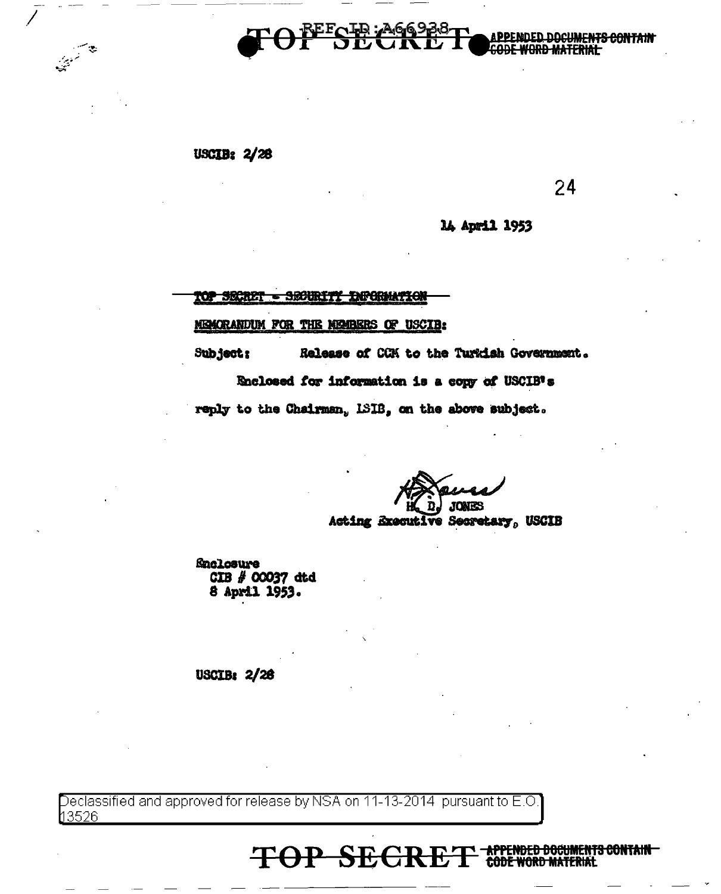REF ID:A66938

TOP SECRET APPENDED DOCUMENTS CONTAIN CODE WORD MATERIAL

USCIB: 2/28

24

14 April 1953

~~TOP SECRET - SECURITY INFORMATION~~

MEMORANDUM FOR THE MEMBERS OF USCIB:

Subject: Release of CCM to the Turkish Government.

Enclosed for information is a copy of USCIB's reply to the Chairman, LSIB, on the above subject.

H. D. JONES
Acting Executive Secretary, USCIB

Enclosure
CIB # 00037 dtd
8 April 1953.

USCIB: 2/28

Declassified and approved for release by NSA on 11-13-2014 pursuant to E.O. 13526

TOP SECRET APPENDED DOCUMENTS CONTAIN CODE WORD MATERIAL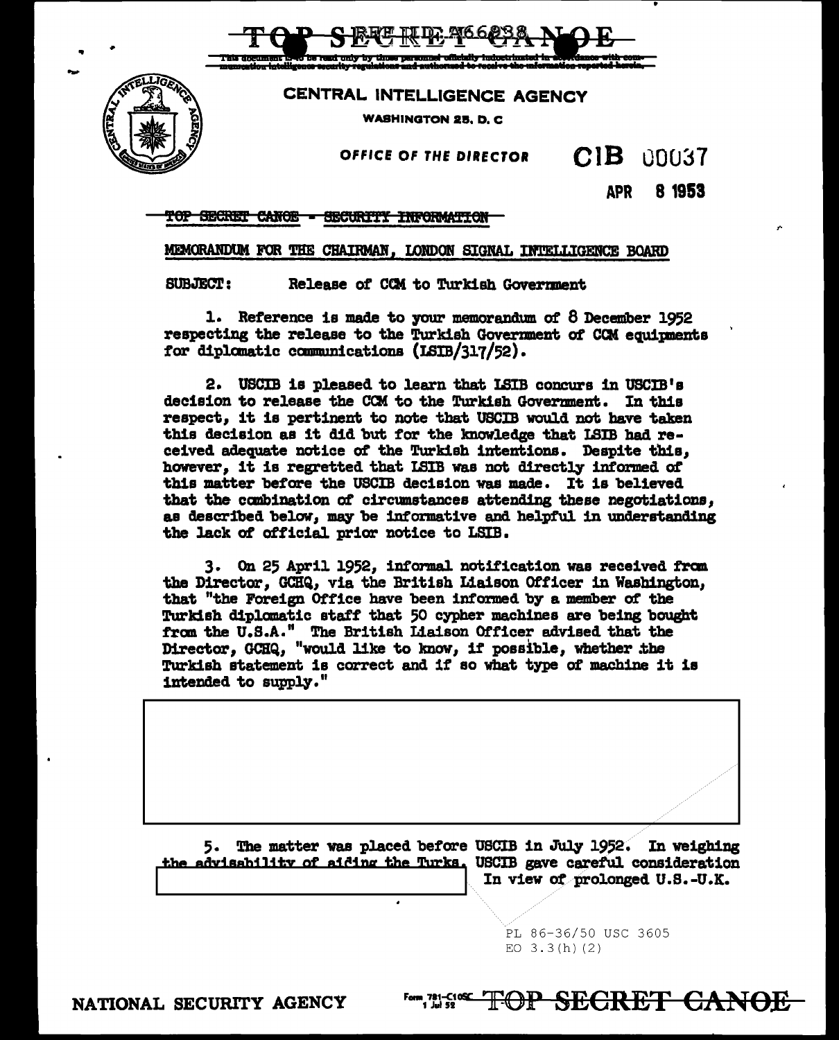TOP SECRET CANOE

This document is to be read only by those personnel officially indoctrinated in accordance with communication intelligence security regulations and authorized to receive the information reported herein.

**CENTRAL INTELLIGENCE AGENCY**

WASHINGTON 25, D. C

OFFICE OF THE DIRECTOR

**CIB 00037**

**APR 8 1953**

TOP SECRET CANOE - SECURITY INFORMATION

MEMORANDUM FOR THE CHAIRMAN, LONDON SIGNAL INTELLIGENCE BOARD

SUBJECT: Release of CCM to Turkish Government

1. Reference is made to your memorandum of 8 December 1952 respecting the release to the Turkish Government of CCM equipments for diplomatic communications (LSIB/317/52).

2. USCIB is pleased to learn that LSIB concurs in USCIB's decision to release the CCM to the Turkish Government. In this respect, it is pertinent to note that USCIB would not have taken this decision as it did but for the knowledge that LSIB had received adequate notice of the Turkish intentions. Despite this, however, it is regretted that LSIB was not directly informed of this matter before the USCIB decision was made. It is believed that the combination of circumstances attending these negotiations, as described below, may be informative and helpful in understanding the lack of official prior notice to LSIB.

3. On 25 April 1952, informal notification was received from the Director, GCHQ, via the British Liaison Officer in Washington, that "the Foreign Office have been informed by a member of the Turkish diplomatic staff that 50 cypher machines are being bought from the U.S.A." The British Liaison Officer advised that the Director, GCHQ, "would like to know, if possible, whether the Turkish statement is correct and if so what type of machine it is intended to supply."

[REDACTED]

5. The matter was placed before USCIB in July 1952. In weighing the advisability of aiding the Turks, USCIB gave careful consideration [REDACTED] In view of prolonged U.S.-U.K.

PL 86-36/50 USC 3605
EO 3.3(h)(2)

NATIONAL SECURITY AGENCY

TOP SECRET CANOE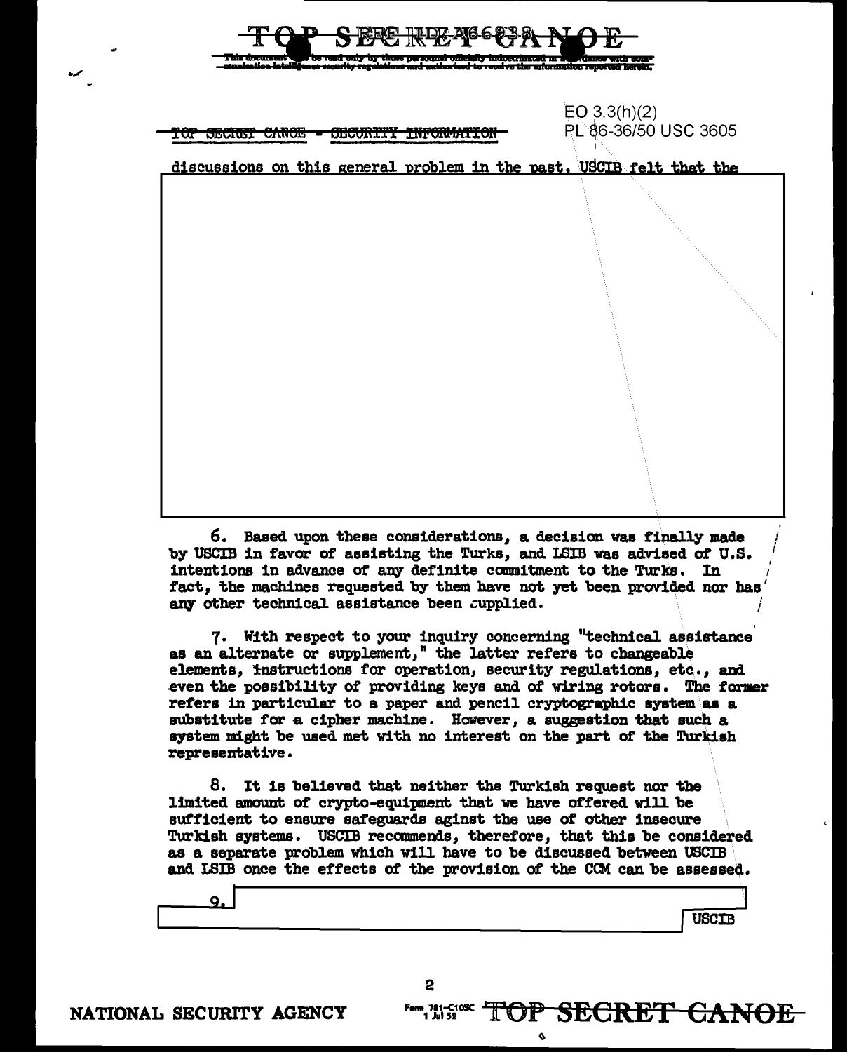TOP SECRET CANOE - SECURITY INFORMATION

EO 3.3(h)(2)
PL 86-36/50 USC 3605

discussions on this general problem in the past, USCIB felt that the

6. Based upon these considerations, a decision was finally made by USCIB in favor of assisting the Turks, and LSIB was advised of U.S. intentions in advance of any definite commitment to the Turks. In fact, the machines requested by them have not yet been provided nor has any other technical assistance been supplied.

7. With respect to your inquiry concerning "technical assistance as an alternate or supplement," the latter refers to changeable elements, instructions for operation, security regulations, etc., and even the possibility of providing keys and of wiring rotors. The former refers in particular to a paper and pencil cryptographic system as a substitute for a cipher machine. However, a suggestion that such a system might be used met with no interest on the part of the Turkish representative.

8. It is believed that neither the Turkish request nor the limited amount of crypto-equipment that we have offered will be sufficient to ensure safeguards aginst the use of other insecure Turkish systems. USCIB recommends, therefore, that this be considered as a separate problem which will have to be discussed between USCIB and LSIB once the effects of the provision of the CCM can be assessed.

9.

USCIB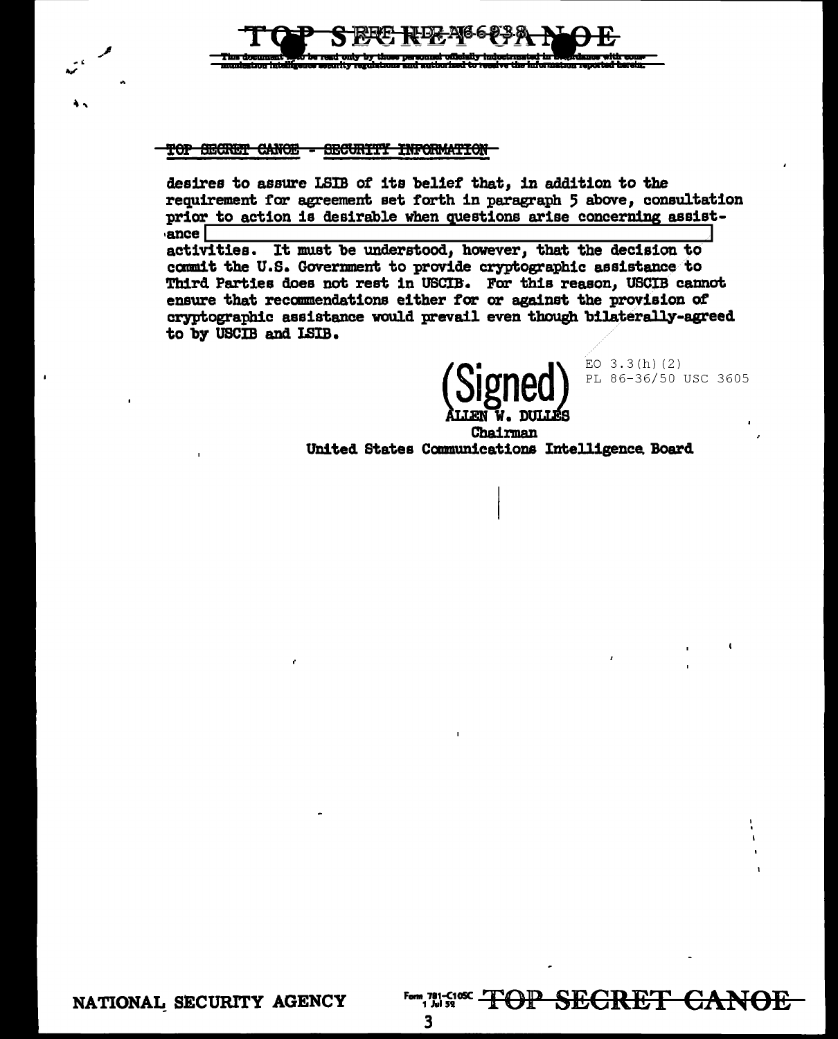~~TOP SECRET CANOE - SECURITY INFORMATION~~

desires to assure LSIB of its belief that, in addition to the requirement for agreement set forth in paragraph 5 above, consultation prior to action is desirable when questions arise concerning assistance [ ] activities. It must be understood, however, that the decision to commit the U.S. Government to provide cryptographic assistance to Third Parties does not rest in USCIB. For this reason, USCIB cannot ensure that recommendations either for or against the provision of cryptographic assistance would prevail even though bilaterally-agreed to by USCIB and LSIB.

EO 3.3(h)(2)
PL 86-36/50 USC 3605

(Signed)
ALLEN W. DULLES
Chairman
United States Communications Intelligence Board

NATIONAL SECURITY AGENCY

Form 781-C10SC 1 Jul 52 TOP SECRET CANOE